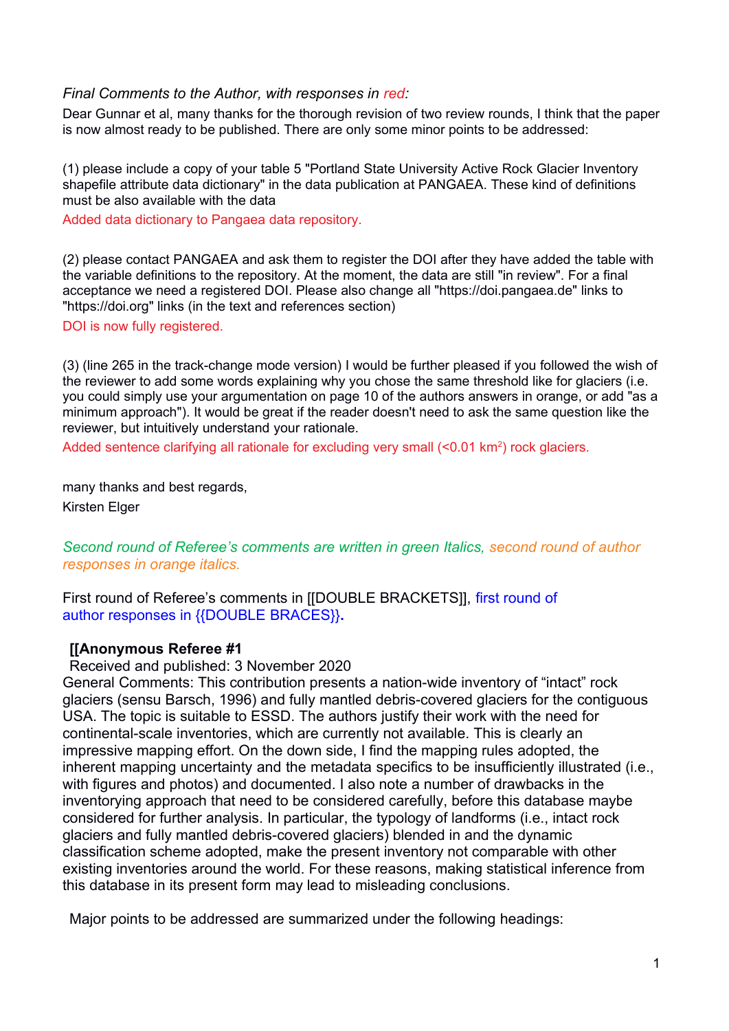*Final Comments to the Author, with responses in red:*

Dear Gunnar et al, many thanks for the thorough revision of two review rounds, I think that the paper is now almost ready to be published. There are only some minor points to be addressed:

(1) please include a copy of your table 5 "Portland State University Active Rock Glacier Inventory shapefile attribute data dictionary" in the data publication at PANGAEA. These kind of definitions must be also available with the data

Added data dictionary to Pangaea data repository.

(2) please contact PANGAEA and ask them to register the DOI after they have added the table with the variable definitions to the repository. At the moment, the data are still "in review". For a final acceptance we need a registered DOI. Please also change all "https://doi.pangaea.de" links to "https://doi.org" links (in the text and references section)

DOI is now fully registered.

(3) (line 265 in the track-change mode version) I would be further pleased if you followed the wish of the reviewer to add some words explaining why you chose the same threshold like for glaciers (i.e. you could simply use your argumentation on page 10 of the authors answers in orange, or add "as a minimum approach"). It would be great if the reader doesn't need to ask the same question like the reviewer, but intuitively understand your rationale.

Added sentence clarifying all rationale for excluding very small (<0.01 km$^2$) rock glaciers.

many thanks and best regards,
Kirsten Elger

*Second round of Referee's comments are written in green Italics, second round of author responses in orange italics.*

First round of Referee's comments in [[DOUBLE BRACKETS]], first round of author responses in {{DOUBLE BRACES}}.

**[[Anonymous Referee #1**

Received and published: 3 November 2020

General Comments: This contribution presents a nation-wide inventory of "intact" rock glaciers (sensu Barsch, 1996) and fully mantled debris-covered glaciers for the contiguous USA. The topic is suitable to ESSD. The authors justify their work with the need for continental-scale inventories, which are currently not available. This is clearly an impressive mapping effort. On the down side, I find the mapping rules adopted, the inherent mapping uncertainty and the metadata specifics to be insufficiently illustrated (i.e., with figures and photos) and documented. I also note a number of drawbacks in the inventorying approach that need to be considered carefully, before this database maybe considered for further analysis. In particular, the typology of landforms (i.e., intact rock glaciers and fully mantled debris-covered glaciers) blended in and the dynamic classification scheme adopted, make the present inventory not comparable with other existing inventories around the world. For these reasons, making statistical inference from this database in its present form may lead to misleading conclusions.

Major points to be addressed are summarized under the following headings: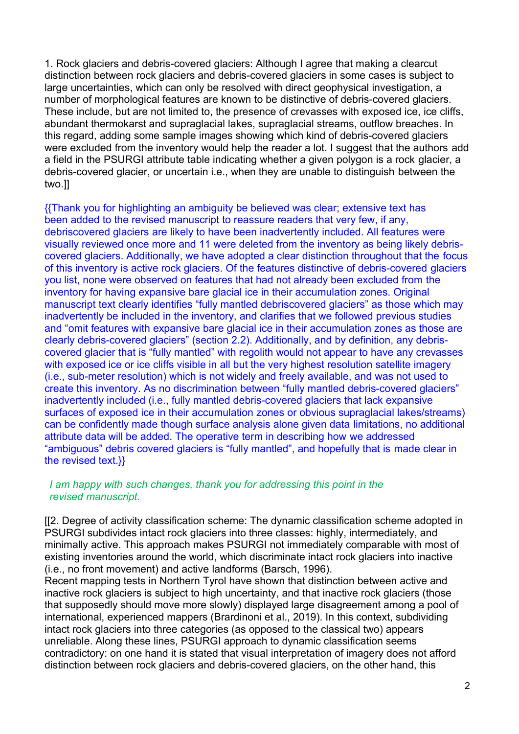1. Rock glaciers and debris-covered glaciers: Although I agree that making a clearcut distinction between rock glaciers and debris-covered glaciers in some cases is subject to large uncertainties, which can only be resolved with direct geophysical investigation, a number of morphological features are known to be distinctive of debris-covered glaciers. These include, but are not limited to, the presence of crevasses with exposed ice, ice cliffs, abundant thermokarst and supraglacial lakes, supraglacial streams, outflow breaches. In this regard, adding some sample images showing which kind of debris-covered glaciers were excluded from the inventory would help the reader a lot. I suggest that the authors add a field in the PSURGI attribute table indicating whether a given polygon is a rock glacier, a debris-covered glacier, or uncertain i.e., when they are unable to distinguish between the two.]]

{{Thank you for highlighting an ambiguity be believed was clear; extensive text has been added to the revised manuscript to reassure readers that very few, if any, debriscovered glaciers are likely to have been inadvertently included. All features were visually reviewed once more and 11 were deleted from the inventory as being likely debris-covered glaciers. Additionally, we have adopted a clear distinction throughout that the focus of this inventory is active rock glaciers. Of the features distinctive of debris-covered glaciers you list, none were observed on features that had not already been excluded from the inventory for having expansive bare glacial ice in their accumulation zones. Original manuscript text clearly identifies "fully mantled debriscovered glaciers" as those which may inadvertently be included in the inventory, and clarifies that we followed previous studies and "omit features with expansive bare glacial ice in their accumulation zones as those are clearly debris-covered glaciers" (section 2.2). Additionally, and by definition, any debris-covered glacier that is "fully mantled" with regolith would not appear to have any crevasses with exposed ice or ice cliffs visible in all but the very highest resolution satellite imagery (i.e., sub-meter resolution) which is not widely and freely available, and was not used to create this inventory. As no discrimination between "fully mantled debris-covered glaciers" inadvertently included (i.e., fully mantled debris-covered glaciers that lack expansive surfaces of exposed ice in their accumulation zones or obvious supraglacial lakes/streams) can be confidently made though surface analysis alone given data limitations, no additional attribute data will be added. The operative term in describing how we addressed "ambiguous" debris covered glaciers is "fully mantled", and hopefully that is made clear in the revised text.}}

*I am happy with such changes, thank you for addressing this point in the revised manuscript.*

[[2. Degree of activity classification scheme: The dynamic classification scheme adopted in PSURGI subdivides intact rock glaciers into three classes: highly, intermediately, and minimally active. This approach makes PSURGI not immediately comparable with most of existing inventories around the world, which discriminate intact rock glaciers into inactive (i.e., no front movement) and active landforms (Barsch, 1996).
Recent mapping tests in Northern Tyrol have shown that distinction between active and inactive rock glaciers is subject to high uncertainty, and that inactive rock glaciers (those that supposedly should move more slowly) displayed large disagreement among a pool of international, experienced mappers (Brardinoni et al., 2019). In this context, subdividing intact rock glaciers into three categories (as opposed to the classical two) appears unreliable. Along these lines, PSURGI approach to dynamic classification seems contradictory: on one hand it is stated that visual interpretation of imagery does not afford distinction between rock glaciers and debris-covered glaciers, on the other hand, this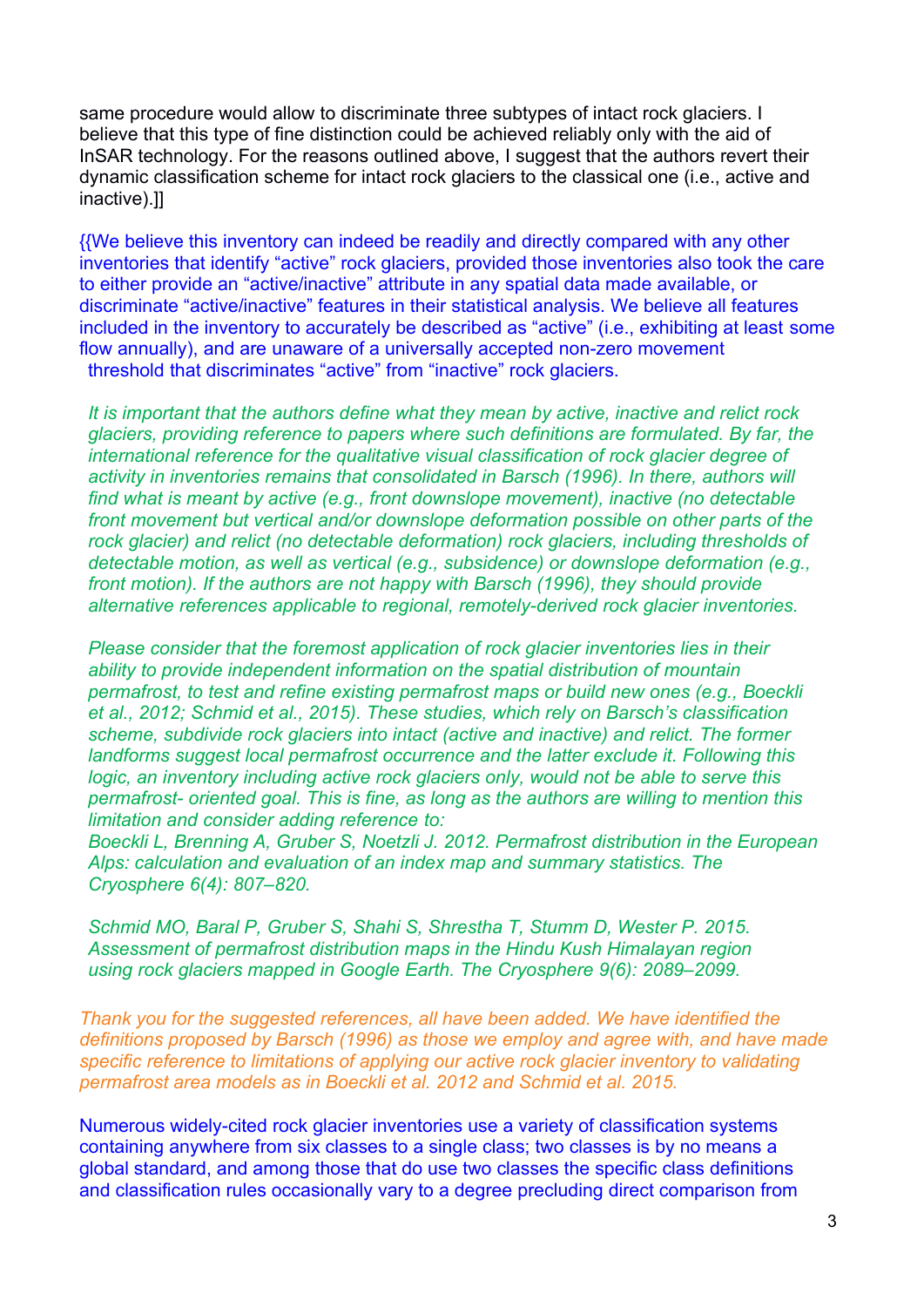same procedure would allow to discriminate three subtypes of intact rock glaciers. I believe that this type of fine distinction could be achieved reliably only with the aid of InSAR technology. For the reasons outlined above, I suggest that the authors revert their dynamic classification scheme for intact rock glaciers to the classical one (i.e., active and inactive).]]

{{We believe this inventory can indeed be readily and directly compared with any other inventories that identify "active" rock glaciers, provided those inventories also took the care to either provide an "active/inactive" attribute in any spatial data made available, or discriminate "active/inactive" features in their statistical analysis. We believe all features included in the inventory to accurately be described as "active" (i.e., exhibiting at least some flow annually), and are unaware of a universally accepted non-zero movement threshold that discriminates "active" from "inactive" rock glaciers.

*It is important that the authors define what they mean by active, inactive and relict rock glaciers, providing reference to papers where such definitions are formulated. By far, the international reference for the qualitative visual classification of rock glacier degree of activity in inventories remains that consolidated in Barsch (1996). In there, authors will find what is meant by active (e.g., front downslope movement), inactive (no detectable front movement but vertical and/or downslope deformation possible on other parts of the rock glacier) and relict (no detectable deformation) rock glaciers, including thresholds of detectable motion, as well as vertical (e.g., subsidence) or downslope deformation (e.g., front motion). If the authors are not happy with Barsch (1996), they should provide alternative references applicable to regional, remotely-derived rock glacier inventories.*

*Please consider that the foremost application of rock glacier inventories lies in their ability to provide independent information on the spatial distribution of mountain permafrost, to test and refine existing permafrost maps or build new ones (e.g., Boeckli et al., 2012; Schmid et al., 2015). These studies, which rely on Barsch's classification scheme, subdivide rock glaciers into intact (active and inactive) and relict. The former landforms suggest local permafrost occurrence and the latter exclude it. Following this logic, an inventory including active rock glaciers only, would not be able to serve this permafrost- oriented goal. This is fine, as long as the authors are willing to mention this limitation and consider adding reference to:*
*Boeckli L, Brenning A, Gruber S, Noetzli J. 2012. Permafrost distribution in the European Alps: calculation and evaluation of an index map and summary statistics. The Cryosphere 6(4): 807–820.*

*Schmid MO, Baral P, Gruber S, Shahi S, Shrestha T, Stumm D, Wester P. 2015. Assessment of permafrost distribution maps in the Hindu Kush Himalayan region using rock glaciers mapped in Google Earth. The Cryosphere 9(6): 2089–2099.*

*Thank you for the suggested references, all have been added. We have identified the definitions proposed by Barsch (1996) as those we employ and agree with, and have made specific reference to limitations of applying our active rock glacier inventory to validating permafrost area models as in Boeckli et al. 2012 and Schmid et al. 2015.*

Numerous widely-cited rock glacier inventories use a variety of classification systems containing anywhere from six classes to a single class; two classes is by no means a global standard, and among those that do use two classes the specific class definitions and classification rules occasionally vary to a degree precluding direct comparison from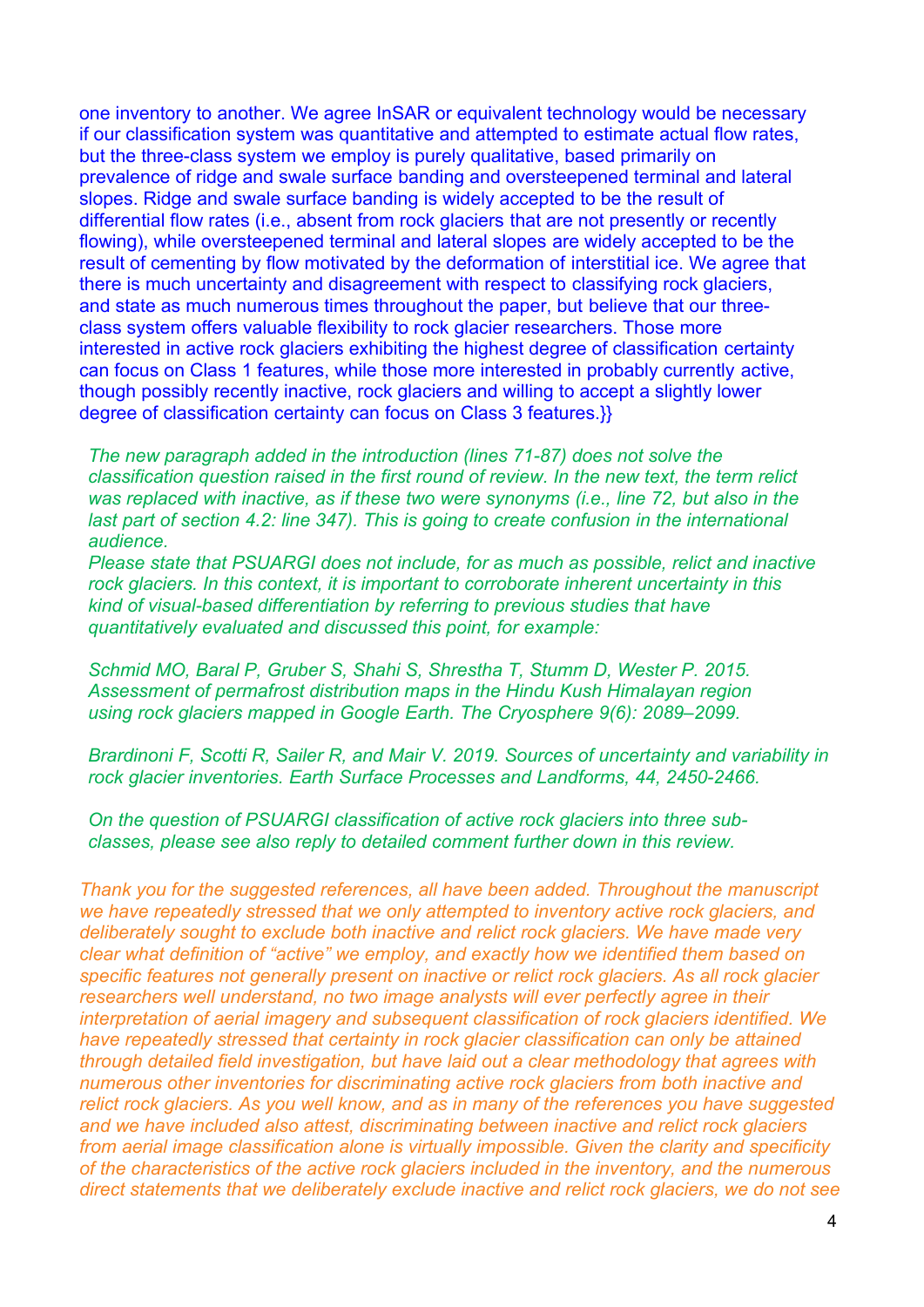one inventory to another. We agree InSAR or equivalent technology would be necessary if our classification system was quantitative and attempted to estimate actual flow rates, but the three-class system we employ is purely qualitative, based primarily on prevalence of ridge and swale surface banding and oversteepened terminal and lateral slopes. Ridge and swale surface banding is widely accepted to be the result of differential flow rates (i.e., absent from rock glaciers that are not presently or recently flowing), while oversteepened terminal and lateral slopes are widely accepted to be the result of cementing by flow motivated by the deformation of interstitial ice. We agree that there is much uncertainty and disagreement with respect to classifying rock glaciers, and state as much numerous times throughout the paper, but believe that our three-class system offers valuable flexibility to rock glacier researchers. Those more interested in active rock glaciers exhibiting the highest degree of classification certainty can focus on Class 1 features, while those more interested in probably currently active, though possibly recently inactive, rock glaciers and willing to accept a slightly lower degree of classification certainty can focus on Class 3 features.}}

*The new paragraph added in the introduction (lines 71-87) does not solve the classification question raised in the first round of review. In the new text, the term relict was replaced with inactive, as if these two were synonyms (i.e., line 72, but also in the last part of section 4.2: line 347). This is going to create confusion in the international audience.*
*Please state that PSUARGI does not include, for as much as possible, relict and inactive rock glaciers. In this context, it is important to corroborate inherent uncertainty in this kind of visual-based differentiation by referring to previous studies that have quantitatively evaluated and discussed this point, for example:*

*Schmid MO, Baral P, Gruber S, Shahi S, Shrestha T, Stumm D, Wester P. 2015. Assessment of permafrost distribution maps in the Hindu Kush Himalayan region using rock glaciers mapped in Google Earth. The Cryosphere 9(6): 2089–2099.*

*Brardinoni F, Scotti R, Sailer R, and Mair V. 2019. Sources of uncertainty and variability in rock glacier inventories. Earth Surface Processes and Landforms, 44, 2450-2466.*

*On the question of PSUARGI classification of active rock glaciers into three sub-classes, please see also reply to detailed comment further down in this review.*

*Thank you for the suggested references, all have been added. Throughout the manuscript we have repeatedly stressed that we only attempted to inventory active rock glaciers, and deliberately sought to exclude both inactive and relict rock glaciers. We have made very clear what definition of "active" we employ, and exactly how we identified them based on specific features not generally present on inactive or relict rock glaciers. As all rock glacier researchers well understand, no two image analysts will ever perfectly agree in their interpretation of aerial imagery and subsequent classification of rock glaciers identified. We have repeatedly stressed that certainty in rock glacier classification can only be attained through detailed field investigation, but have laid out a clear methodology that agrees with numerous other inventories for discriminating active rock glaciers from both inactive and relict rock glaciers. As you well know, and as in many of the references you have suggested and we have included also attest, discriminating between inactive and relict rock glaciers from aerial image classification alone is virtually impossible. Given the clarity and specificity of the characteristics of the active rock glaciers included in the inventory, and the numerous direct statements that we deliberately exclude inactive and relict rock glaciers, we do not see*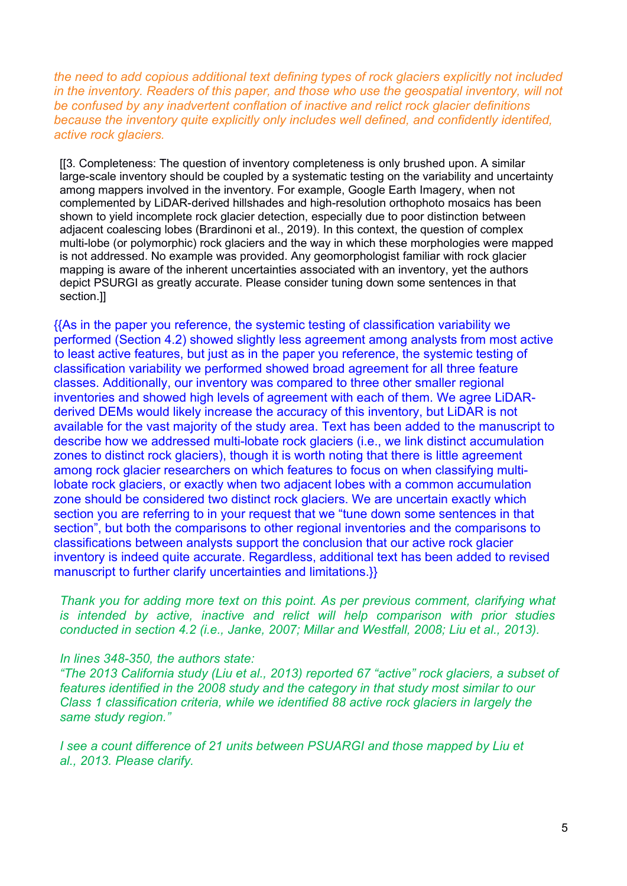*the need to add copious additional text defining types of rock glaciers explicitly not included in the inventory. Readers of this paper, and those who use the geospatial inventory, will not be confused by any inadvertent conflation of inactive and relict rock glacier definitions because the inventory quite explicitly only includes well defined, and confidently identifed, active rock glaciers.*

[[3. Completeness: The question of inventory completeness is only brushed upon. A similar large-scale inventory should be coupled by a systematic testing on the variability and uncertainty among mappers involved in the inventory. For example, Google Earth Imagery, when not complemented by LiDAR-derived hillshades and high-resolution orthophoto mosaics has been shown to yield incomplete rock glacier detection, especially due to poor distinction between adjacent coalescing lobes (Brardinoni et al., 2019). In this context, the question of complex multi-lobe (or polymorphic) rock glaciers and the way in which these morphologies were mapped is not addressed. No example was provided. Any geomorphologist familiar with rock glacier mapping is aware of the inherent uncertainties associated with an inventory, yet the authors depict PSURGI as greatly accurate. Please consider tuning down some sentences in that section.]]

{{As in the paper you reference, the systemic testing of classification variability we performed (Section 4.2) showed slightly less agreement among analysts from most active to least active features, but just as in the paper you reference, the systemic testing of classification variability we performed showed broad agreement for all three feature classes. Additionally, our inventory was compared to three other smaller regional inventories and showed high levels of agreement with each of them. We agree LiDAR-derived DEMs would likely increase the accuracy of this inventory, but LiDAR is not available for the vast majority of the study area. Text has been added to the manuscript to describe how we addressed multi-lobate rock glaciers (i.e., we link distinct accumulation zones to distinct rock glaciers), though it is worth noting that there is little agreement among rock glacier researchers on which features to focus on when classifying multi-lobate rock glaciers, or exactly when two adjacent lobes with a common accumulation zone should be considered two distinct rock glaciers. We are uncertain exactly which section you are referring to in your request that we "tune down some sentences in that section", but both the comparisons to other regional inventories and the comparisons to classifications between analysts support the conclusion that our active rock glacier inventory is indeed quite accurate. Regardless, additional text has been added to revised manuscript to further clarify uncertainties and limitations.}}

*Thank you for adding more text on this point. As per previous comment, clarifying what is intended by active, inactive and relict will help comparison with prior studies conducted in section 4.2 (i.e., Janke, 2007; Millar and Westfall, 2008; Liu et al., 2013).*

*In lines 348-350, the authors state:*
*"The 2013 California study (Liu et al., 2013) reported 67 "active" rock glaciers, a subset of features identified in the 2008 study and the category in that study most similar to our Class 1 classification criteria, while we identified 88 active rock glaciers in largely the same study region."*

*I see a count difference of 21 units between PSUARGI and those mapped by Liu et al., 2013. Please clarify.*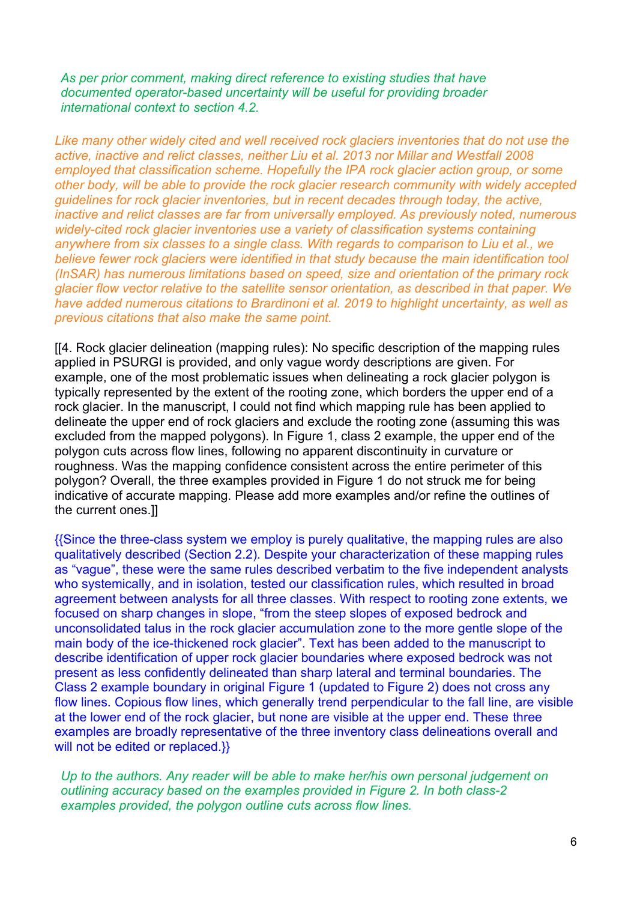*As per prior comment, making direct reference to existing studies that have documented operator-based uncertainty will be useful for providing broader international context to section 4.2.*

*Like many other widely cited and well received rock glaciers inventories that do not use the active, inactive and relict classes, neither Liu et al. 2013 nor Millar and Westfall 2008 employed that classification scheme. Hopefully the IPA rock glacier action group, or some other body, will be able to provide the rock glacier research community with widely accepted guidelines for rock glacier inventories, but in recent decades through today, the active, inactive and relict classes are far from universally employed. As previously noted, numerous widely-cited rock glacier inventories use a variety of classification systems containing anywhere from six classes to a single class. With regards to comparison to Liu et al., we believe fewer rock glaciers were identified in that study because the main identification tool (InSAR) has numerous limitations based on speed, size and orientation of the primary rock glacier flow vector relative to the satellite sensor orientation, as described in that paper. We have added numerous citations to Brardinoni et al. 2019 to highlight uncertainty, as well as previous citations that also make the same point.*

[[4. Rock glacier delineation (mapping rules): No specific description of the mapping rules applied in PSURGI is provided, and only vague wordy descriptions are given. For example, one of the most problematic issues when delineating a rock glacier polygon is typically represented by the extent of the rooting zone, which borders the upper end of a rock glacier. In the manuscript, I could not find which mapping rule has been applied to delineate the upper end of rock glaciers and exclude the rooting zone (assuming this was excluded from the mapped polygons). In Figure 1, class 2 example, the upper end of the polygon cuts across flow lines, following no apparent discontinuity in curvature or roughness. Was the mapping confidence consistent across the entire perimeter of this polygon? Overall, the three examples provided in Figure 1 do not struck me for being indicative of accurate mapping. Please add more examples and/or refine the outlines of the current ones.]]

{{Since the three-class system we employ is purely qualitative, the mapping rules are also qualitatively described (Section 2.2). Despite your characterization of these mapping rules as “vague”, these were the same rules described verbatim to the five independent analysts who systemically, and in isolation, tested our classification rules, which resulted in broad agreement between analysts for all three classes. With respect to rooting zone extents, we focused on sharp changes in slope, “from the steep slopes of exposed bedrock and unconsolidated talus in the rock glacier accumulation zone to the more gentle slope of the main body of the ice-thickened rock glacier”. Text has been added to the manuscript to describe identification of upper rock glacier boundaries where exposed bedrock was not present as less confidently delineated than sharp lateral and terminal boundaries. The Class 2 example boundary in original Figure 1 (updated to Figure 2) does not cross any flow lines. Copious flow lines, which generally trend perpendicular to the fall line, are visible at the lower end of the rock glacier, but none are visible at the upper end. These three examples are broadly representative of the three inventory class delineations overall and will not be edited or replaced.}}

*Up to the authors. Any reader will be able to make her/his own personal judgement on outlining accuracy based on the examples provided in Figure 2. In both class-2 examples provided, the polygon outline cuts across flow lines.*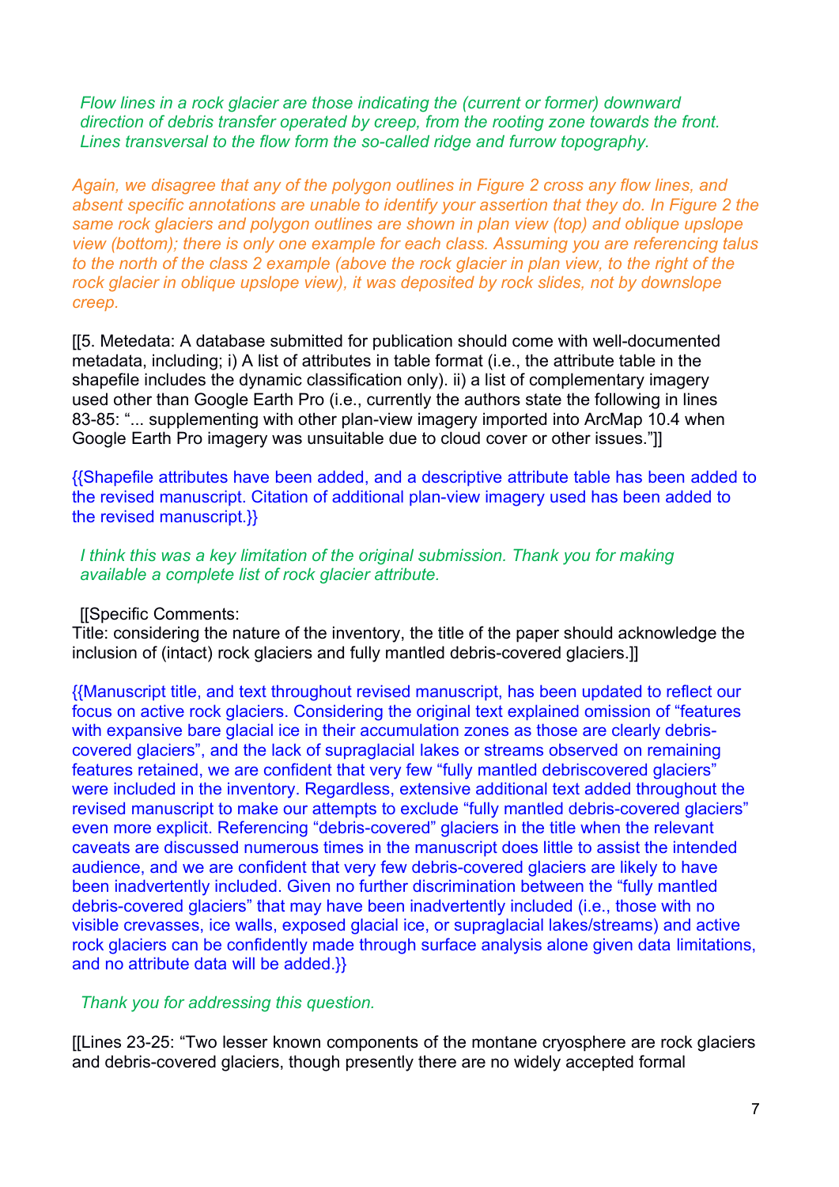*Flow lines in a rock glacier are those indicating the (current or former) downward direction of debris transfer operated by creep, from the rooting zone towards the front. Lines transversal to the flow form the so-called ridge and furrow topography.*

*Again, we disagree that any of the polygon outlines in Figure 2 cross any flow lines, and absent specific annotations are unable to identify your assertion that they do. In Figure 2 the same rock glaciers and polygon outlines are shown in plan view (top) and oblique upslope view (bottom); there is only one example for each class. Assuming you are referencing talus to the north of the class 2 example (above the rock glacier in plan view, to the right of the rock glacier in oblique upslope view), it was deposited by rock slides, not by downslope creep.*

[[5. Metedata: A database submitted for publication should come with well-documented metadata, including; i) A list of attributes in table format (i.e., the attribute table in the shapefile includes the dynamic classification only). ii) a list of complementary imagery used other than Google Earth Pro (i.e., currently the authors state the following in lines 83-85: "... supplementing with other plan-view imagery imported into ArcMap 10.4 when Google Earth Pro imagery was unsuitable due to cloud cover or other issues."]]

{{Shapefile attributes have been added, and a descriptive attribute table has been added to the revised manuscript. Citation of additional plan-view imagery used has been added to the revised manuscript.}}

*I think this was a key limitation of the original submission. Thank you for making available a complete list of rock glacier attribute.*

[[Specific Comments:
Title: considering the nature of the inventory, the title of the paper should acknowledge the inclusion of (intact) rock glaciers and fully mantled debris-covered glaciers.]]

{{Manuscript title, and text throughout revised manuscript, has been updated to reflect our focus on active rock glaciers. Considering the original text explained omission of "features with expansive bare glacial ice in their accumulation zones as those are clearly debris-covered glaciers", and the lack of supraglacial lakes or streams observed on remaining features retained, we are confident that very few "fully mantled debriscovered glaciers" were included in the inventory. Regardless, extensive additional text added throughout the revised manuscript to make our attempts to exclude "fully mantled debris-covered glaciers" even more explicit. Referencing "debris-covered" glaciers in the title when the relevant caveats are discussed numerous times in the manuscript does little to assist the intended audience, and we are confident that very few debris-covered glaciers are likely to have been inadvertently included. Given no further discrimination between the "fully mantled debris-covered glaciers" that may have been inadvertently included (i.e., those with no visible crevasses, ice walls, exposed glacial ice, or supraglacial lakes/streams) and active rock glaciers can be confidently made through surface analysis alone given data limitations, and no attribute data will be added.}}

*Thank you for addressing this question.*

[[Lines 23-25: "Two lesser known components of the montane cryosphere are rock glaciers and debris-covered glaciers, though presently there are no widely accepted formal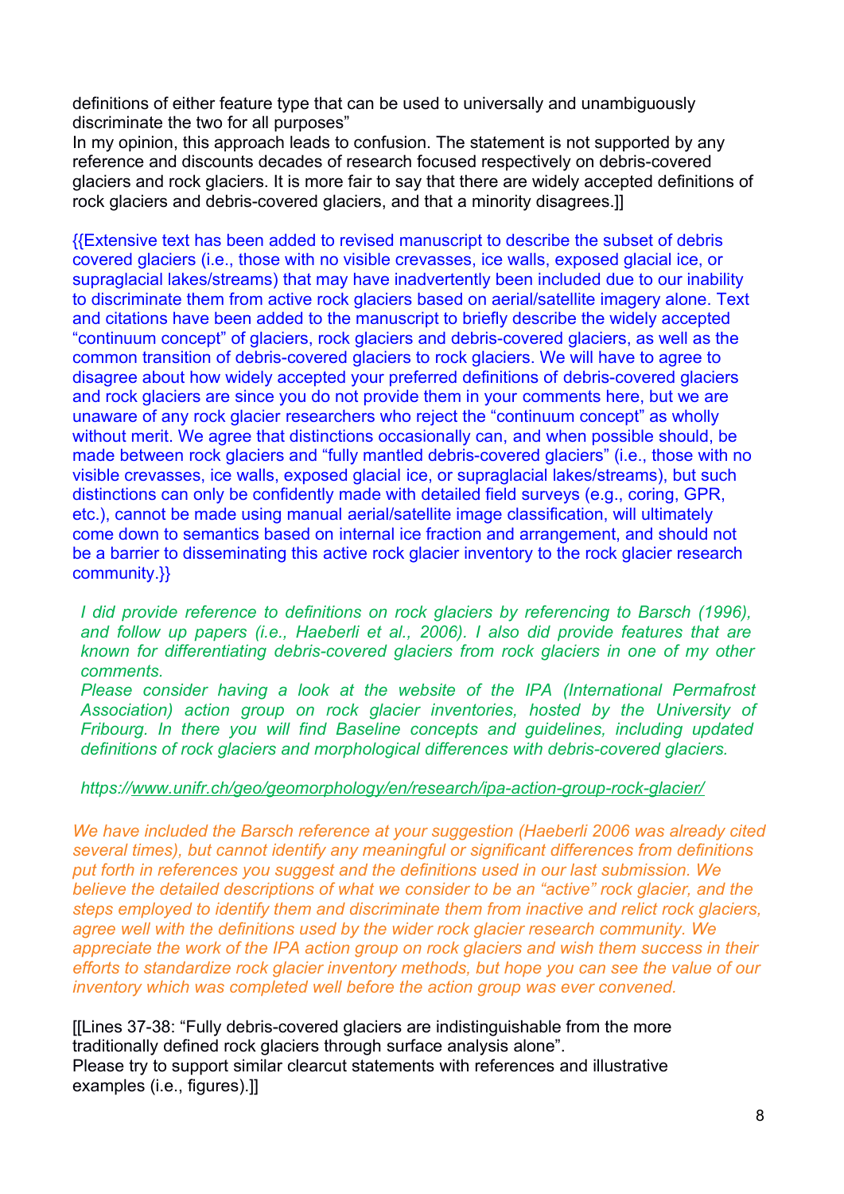definitions of either feature type that can be used to universally and unambiguously discriminate the two for all purposes"
In my opinion, this approach leads to confusion. The statement is not supported by any reference and discounts decades of research focused respectively on debris-covered glaciers and rock glaciers. It is more fair to say that there are widely accepted definitions of rock glaciers and debris-covered glaciers, and that a minority disagrees.]]

{{Extensive text has been added to revised manuscript to describe the subset of debris covered glaciers (i.e., those with no visible crevasses, ice walls, exposed glacial ice, or supraglacial lakes/streams) that may have inadvertently been included due to our inability to discriminate them from active rock glaciers based on aerial/satellite imagery alone. Text and citations have been added to the manuscript to briefly describe the widely accepted "continuum concept" of glaciers, rock glaciers and debris-covered glaciers, as well as the common transition of debris-covered glaciers to rock glaciers. We will have to agree to disagree about how widely accepted your preferred definitions of debris-covered glaciers and rock glaciers are since you do not provide them in your comments here, but we are unaware of any rock glacier researchers who reject the "continuum concept" as wholly without merit. We agree that distinctions occasionally can, and when possible should, be made between rock glaciers and "fully mantled debris-covered glaciers" (i.e., those with no visible crevasses, ice walls, exposed glacial ice, or supraglacial lakes/streams), but such distinctions can only be confidently made with detailed field surveys (e.g., coring, GPR, etc.), cannot be made using manual aerial/satellite image classification, will ultimately come down to semantics based on internal ice fraction and arrangement, and should not be a barrier to disseminating this active rock glacier inventory to the rock glacier research community.}}

*I did provide reference to definitions on rock glaciers by referencing to Barsch (1996), and follow up papers (i.e., Haeberli et al., 2006). I also did provide features that are known for differentiating debris-covered glaciers from rock glaciers in one of my other comments.*
*Please consider having a look at the website of the IPA (International Permafrost Association) action group on rock glacier inventories, hosted by the University of Fribourg. In there you will find Baseline concepts and guidelines, including updated definitions of rock glaciers and morphological differences with debris-covered glaciers.*

*https://www.unifr.ch/geo/geomorphology/en/research/ipa-action-group-rock-glacier/*

*We have included the Barsch reference at your suggestion (Haeberli 2006 was already cited several times), but cannot identify any meaningful or significant differences from definitions put forth in references you suggest and the definitions used in our last submission. We believe the detailed descriptions of what we consider to be an "active" rock glacier, and the steps employed to identify them and discriminate them from inactive and relict rock glaciers, agree well with the definitions used by the wider rock glacier research community. We appreciate the work of the IPA action group on rock glaciers and wish them success in their efforts to standardize rock glacier inventory methods, but hope you can see the value of our inventory which was completed well before the action group was ever convened.*

[[Lines 37-38: "Fully debris-covered glaciers are indistinguishable from the more traditionally defined rock glaciers through surface analysis alone".
Please try to support similar clearcut statements with references and illustrative examples (i.e., figures).]]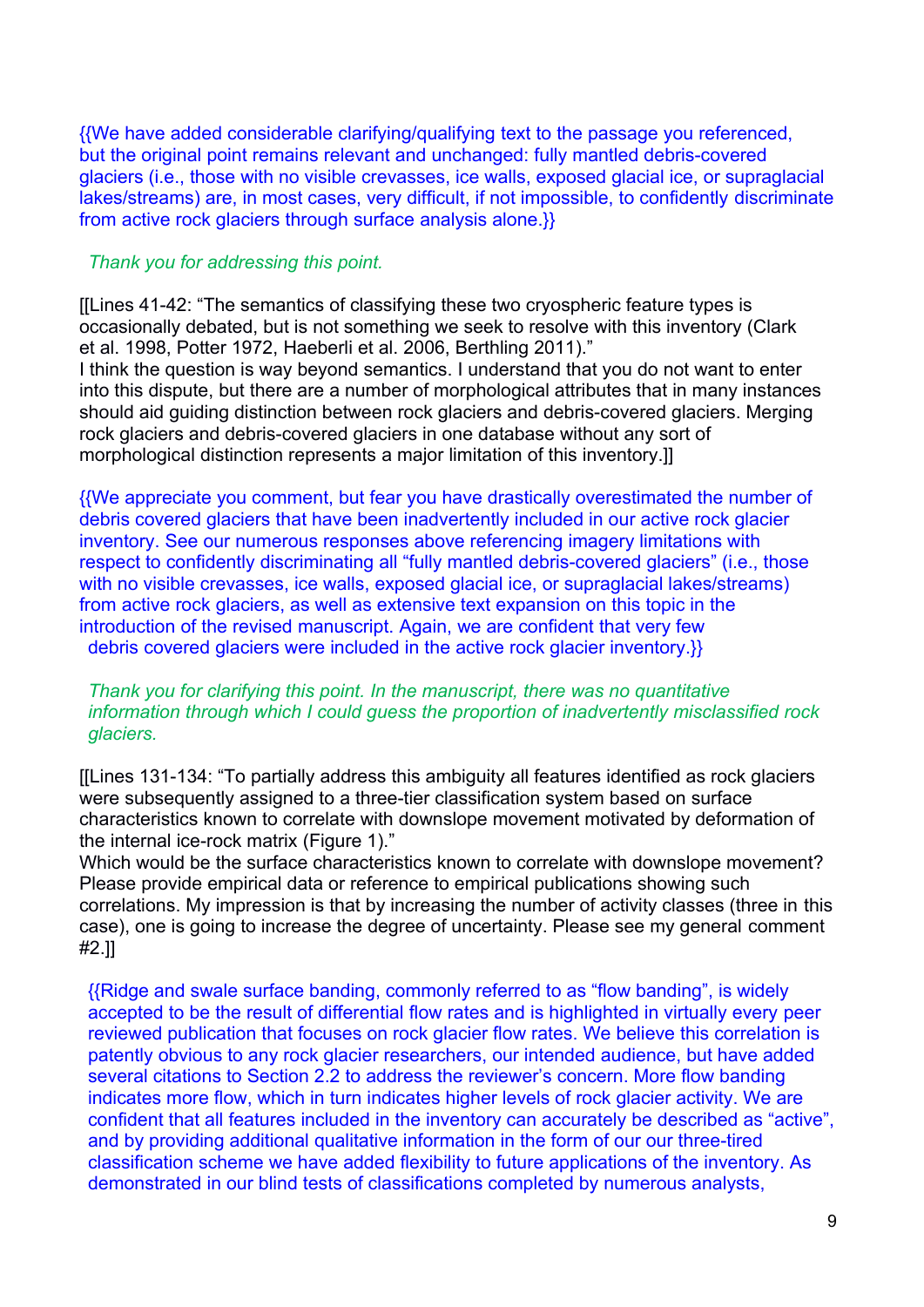{{We have added considerable clarifying/qualifying text to the passage you referenced, but the original point remains relevant and unchanged: fully mantled debris-covered glaciers (i.e., those with no visible crevasses, ice walls, exposed glacial ice, or supraglacial lakes/streams) are, in most cases, very difficult, if not impossible, to confidently discriminate from active rock glaciers through surface analysis alone.}}

*Thank you for addressing this point.*

[[Lines 41-42: "The semantics of classifying these two cryospheric feature types is occasionally debated, but is not something we seek to resolve with this inventory (Clark et al. 1998, Potter 1972, Haeberli et al. 2006, Berthling 2011)."
I think the question is way beyond semantics. I understand that you do not want to enter into this dispute, but there are a number of morphological attributes that in many instances should aid guiding distinction between rock glaciers and debris-covered glaciers. Merging rock glaciers and debris-covered glaciers in one database without any sort of morphological distinction represents a major limitation of this inventory.]]

{{We appreciate you comment, but fear you have drastically overestimated the number of debris covered glaciers that have been inadvertently included in our active rock glacier inventory. See our numerous responses above referencing imagery limitations with respect to confidently discriminating all "fully mantled debris-covered glaciers" (i.e., those with no visible crevasses, ice walls, exposed glacial ice, or supraglacial lakes/streams) from active rock glaciers, as well as extensive text expansion on this topic in the introduction of the revised manuscript. Again, we are confident that very few debris covered glaciers were included in the active rock glacier inventory.}}

*Thank you for clarifying this point. In the manuscript, there was no quantitative information through which I could guess the proportion of inadvertently misclassified rock glaciers.*

[[Lines 131-134: "To partially address this ambiguity all features identified as rock glaciers were subsequently assigned to a three-tier classification system based on surface characteristics known to correlate with downslope movement motivated by deformation of the internal ice-rock matrix (Figure 1)."
Which would be the surface characteristics known to correlate with downslope movement? Please provide empirical data or reference to empirical publications showing such correlations. My impression is that by increasing the number of activity classes (three in this case), one is going to increase the degree of uncertainty. Please see my general comment #2.]]

{{Ridge and swale surface banding, commonly referred to as "flow banding", is widely accepted to be the result of differential flow rates and is highlighted in virtually every peer reviewed publication that focuses on rock glacier flow rates. We believe this correlation is patently obvious to any rock glacier researchers, our intended audience, but have added several citations to Section 2.2 to address the reviewer's concern. More flow banding indicates more flow, which in turn indicates higher levels of rock glacier activity. We are confident that all features included in the inventory can accurately be described as "active", and by providing additional qualitative information in the form of our our three-tired classification scheme we have added flexibility to future applications of the inventory. As demonstrated in our blind tests of classifications completed by numerous analysts,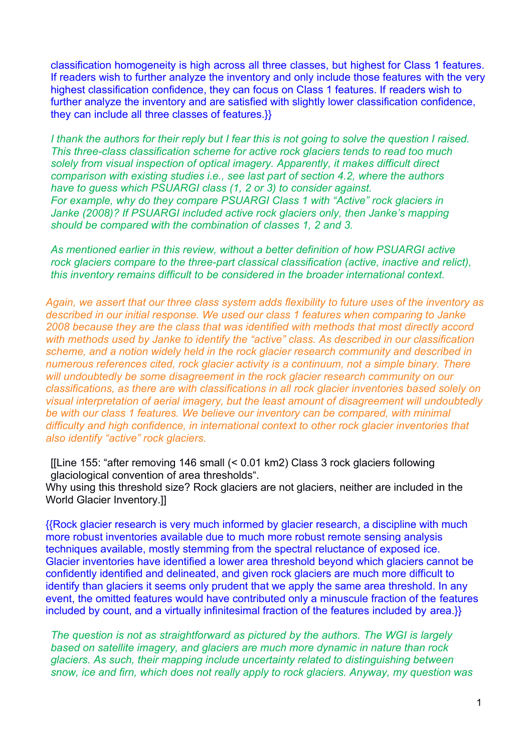classification homogeneity is high across all three classes, but highest for Class 1 features. If readers wish to further analyze the inventory and only include those features with the very highest classification confidence, they can focus on Class 1 features. If readers wish to further analyze the inventory and are satisfied with slightly lower classification confidence, they can include all three classes of features.}}

*I thank the authors for their reply but I fear this is not going to solve the question I raised. This three-class classification scheme for active rock glaciers tends to read too much solely from visual inspection of optical imagery. Apparently, it makes difficult direct comparison with existing studies i.e., see last part of section 4.2, where the authors have to guess which PSUARGI class (1, 2 or 3) to consider against. For example, why do they compare PSUARGI Class 1 with "Active" rock glaciers in Janke (2008)? If PSUARGI included active rock glaciers only, then Janke's mapping should be compared with the combination of classes 1, 2 and 3.*

*As mentioned earlier in this review, without a better definition of how PSUARGI active rock glaciers compare to the three-part classical classification (active, inactive and relict), this inventory remains difficult to be considered in the broader international context.*

*Again, we assert that our three class system adds flexibility to future uses of the inventory as described in our initial response. We used our class 1 features when comparing to Janke 2008 because they are the class that was identified with methods that most directly accord with methods used by Janke to identify the "active" class. As described in our classification scheme, and a notion widely held in the rock glacier research community and described in numerous references cited, rock glacier activity is a continuum, not a simple binary. There will undoubtedly be some disagreement in the rock glacier research community on our classifications, as there are with classifications in all rock glacier inventories based solely on visual interpretation of aerial imagery, but the least amount of disagreement will undoubtedly be with our class 1 features. We believe our inventory can be compared, with minimal difficulty and high confidence, in international context to other rock glacier inventories that also identify "active" rock glaciers.*

[[Line 155: "after removing 146 small (< 0.01 km2) Class 3 rock glaciers following glaciological convention of area thresholds".
Why using this threshold size? Rock glaciers are not glaciers, neither are included in the World Glacier Inventory.]]

{{Rock glacier research is very much informed by glacier research, a discipline with much more robust inventories available due to much more robust remote sensing analysis techniques available, mostly stemming from the spectral reluctance of exposed ice. Glacier inventories have identified a lower area threshold beyond which glaciers cannot be confidently identified and delineated, and given rock glaciers are much more difficult to identify than glaciers it seems only prudent that we apply the same area threshold. In any event, the omitted features would have contributed only a minuscule fraction of the features included by count, and a virtually infinitesimal fraction of the features included by area.}}

*The question is not as straightforward as pictured by the authors. The WGI is largely based on satellite imagery, and glaciers are much more dynamic in nature than rock glaciers. As such, their mapping include uncertainty related to distinguishing between snow, ice and firn, which does not really apply to rock glaciers. Anyway, my question was*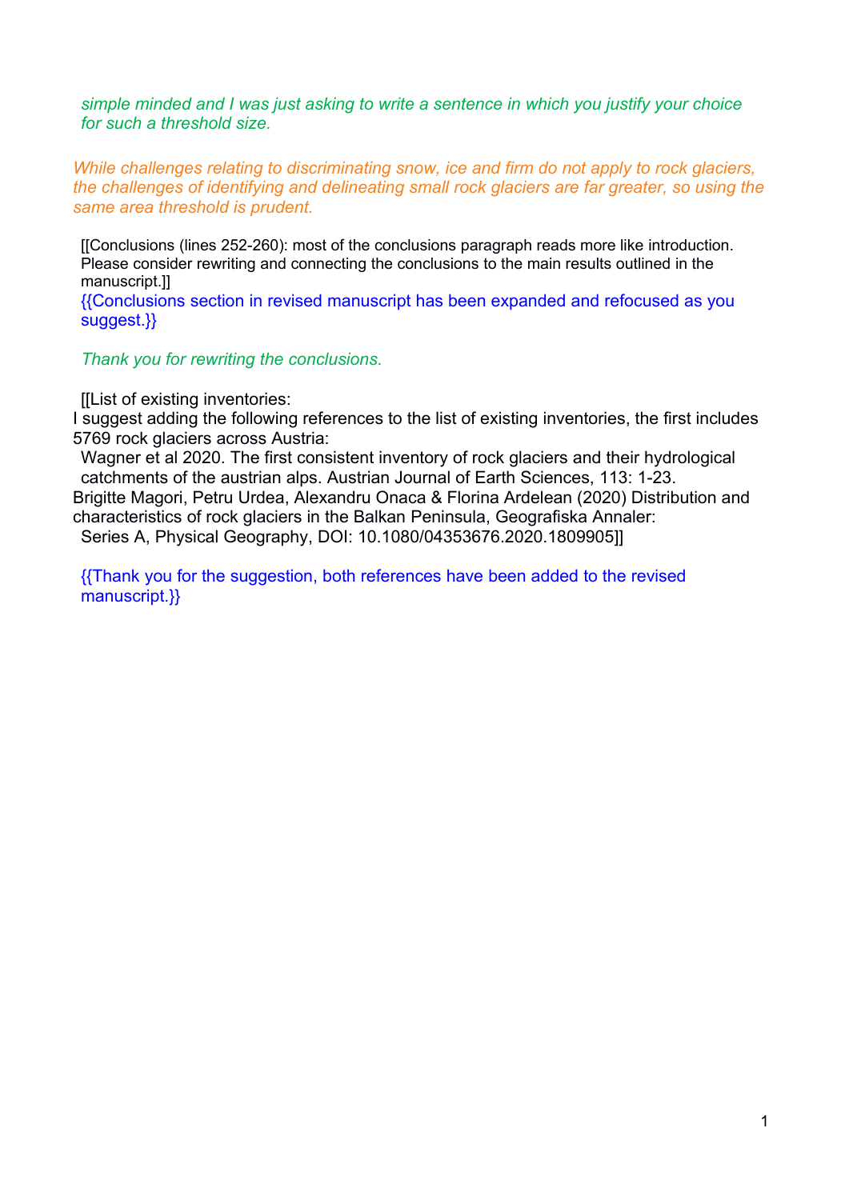*simple minded and I was just asking to write a sentence in which you justify your choice for such a threshold size.*

*While challenges relating to discriminating snow, ice and firn do not apply to rock glaciers, the challenges of identifying and delineating small rock glaciers are far greater, so using the same area threshold is prudent.*

[[Conclusions (lines 252-260): most of the conclusions paragraph reads more like introduction. Please consider rewriting and connecting the conclusions to the main results outlined in the manuscript.]]

{{Conclusions section in revised manuscript has been expanded and refocused as you suggest.}}

*Thank you for rewriting the conclusions.*

[[List of existing inventories:
I suggest adding the following references to the list of existing inventories, the first includes 5769 rock glaciers across Austria:
Wagner et al 2020. The first consistent inventory of rock glaciers and their hydrological catchments of the austrian alps. Austrian Journal of Earth Sciences, 113: 1-23.
Brigitte Magori, Petru Urdea, Alexandru Onaca & Florina Ardelean (2020) Distribution and characteristics of rock glaciers in the Balkan Peninsula, Geografiska Annaler: Series A, Physical Geography, DOI: 10.1080/04353676.2020.1809905]]

{{Thank you for the suggestion, both references have been added to the revised manuscript.}}